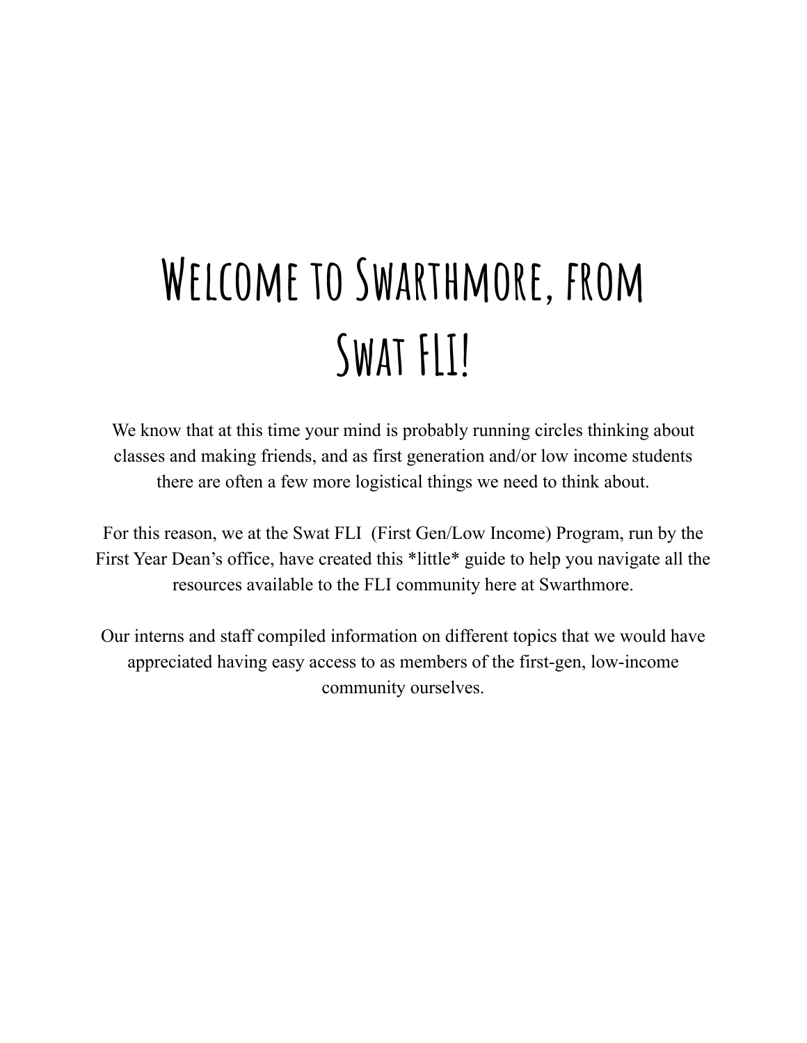# Welcome to Swarthmore, from Swat FLI!

We know that at this time your mind is probably running circles thinking about classes and making friends, and as first generation and/or low income students there are often a few more logistical things we need to think about.

For this reason, we at the Swat FLI (First Gen/Low Income) Program, run by the First Year Dean's office, have created this *little* guide to help you navigate all the resources available to the FLI community here at Swarthmore.

Our interns and staff compiled information on different topics that we would have appreciated having easy access to as members of the first-gen, low-income community ourselves.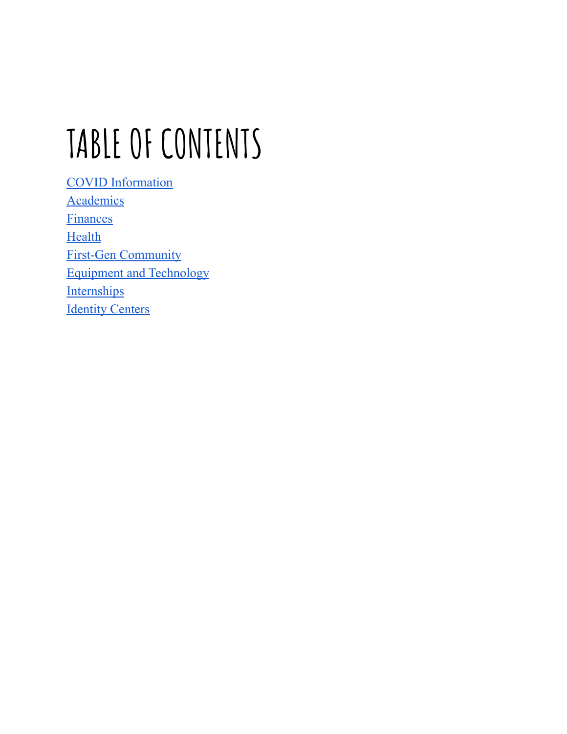# TABLE OF CONTENTS

COVID Information
Academics
Finances
Health
First-Gen Community
Equipment and Technology
Internships
Identity Centers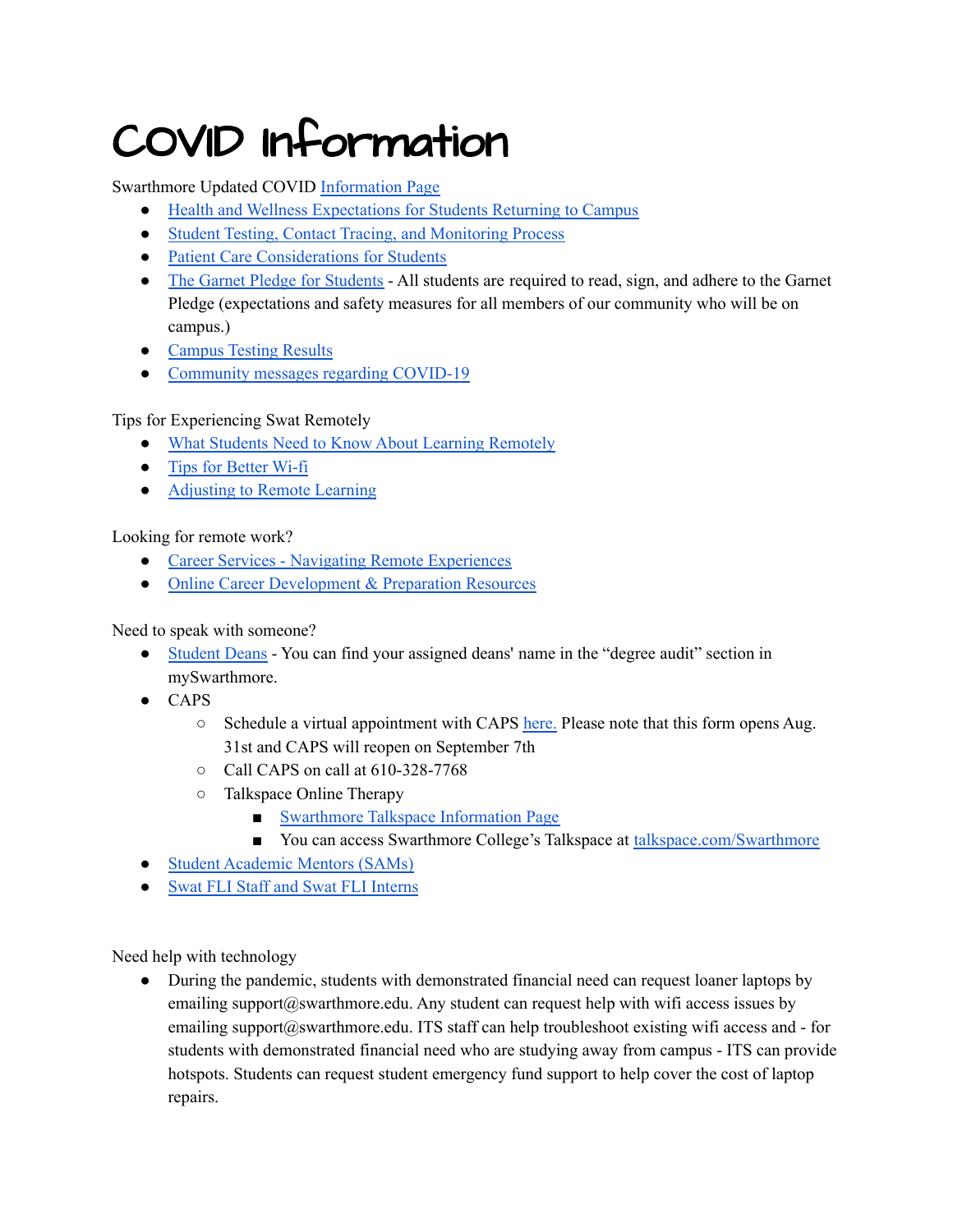# COVID Information

Swarthmore Updated COVID Information Page

- Health and Wellness Expectations for Students Returning to Campus
- Student Testing, Contact Tracing, and Monitoring Process
- Patient Care Considerations for Students
- The Garnet Pledge for Students - All students are required to read, sign, and adhere to the Garnet Pledge (expectations and safety measures for all members of our community who will be on campus.)
- Campus Testing Results
- Community messages regarding COVID-19

Tips for Experiencing Swat Remotely

- What Students Need to Know About Learning Remotely
- Tips for Better Wi-fi
- Adjusting to Remote Learning

Looking for remote work?

- Career Services - Navigating Remote Experiences
- Online Career Development & Preparation Resources

Need to speak with someone?

- Student Deans - You can find your assigned deans' name in the "degree audit" section in mySwarthmore.
- CAPS
  - Schedule a virtual appointment with CAPS here. Please note that this form opens Aug. 31st and CAPS will reopen on September 7th
  - Call CAPS on call at 610-328-7768
  - Talkspace Online Therapy
    - Swarthmore Talkspace Information Page
    - You can access Swarthmore College's Talkspace at talkspace.com/Swarthmore
- Student Academic Mentors (SAMs)
- Swat FLI Staff and Swat FLI Interns

Need help with technology

- During the pandemic, students with demonstrated financial need can request loaner laptops by emailing support@swarthmore.edu. Any student can request help with wifi access issues by emailing support@swarthmore.edu. ITS staff can help troubleshoot existing wifi access and - for students with demonstrated financial need who are studying away from campus - ITS can provide hotspots. Students can request student emergency fund support to help cover the cost of laptop repairs.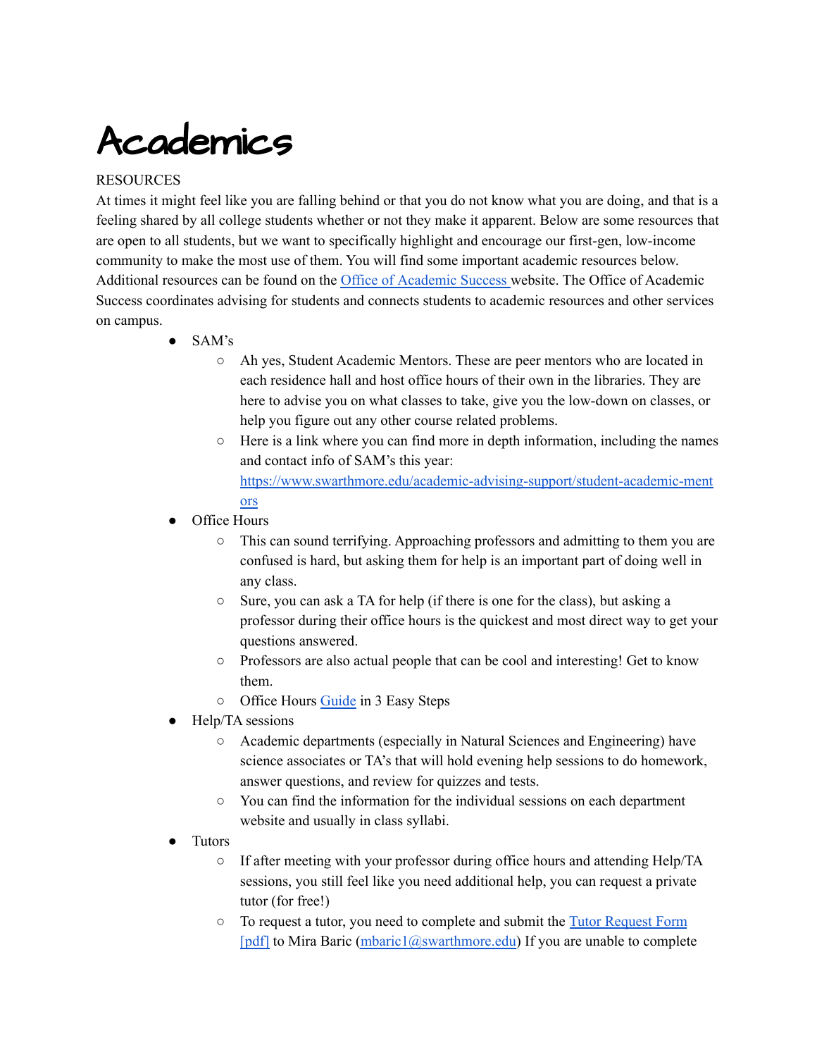# Academics

RESOURCES

At times it might feel like you are falling behind or that you do not know what you are doing, and that is a feeling shared by all college students whether or not they make it apparent. Below are some resources that are open to all students, but we want to specifically highlight and encourage our first-gen, low-income community to make the most use of them. You will find some important academic resources below. Additional resources can be found on the Office of Academic Success website. The Office of Academic Success coordinates advising for students and connects students to academic resources and other services on campus.

- SAM's
  - Ah yes, Student Academic Mentors. These are peer mentors who are located in each residence hall and host office hours of their own in the libraries. They are here to advise you on what classes to take, give you the low-down on classes, or help you figure out any other course related problems.
  - Here is a link where you can find more in depth information, including the names and contact info of SAM's this year: https://www.swarthmore.edu/academic-advising-support/student-academic-mentors
- Office Hours
  - This can sound terrifying. Approaching professors and admitting to them you are confused is hard, but asking them for help is an important part of doing well in any class.
  - Sure, you can ask a TA for help (if there is one for the class), but asking a professor during their office hours is the quickest and most direct way to get your questions answered.
  - Professors are also actual people that can be cool and interesting! Get to know them.
  - Office Hours Guide in 3 Easy Steps
- Help/TA sessions
  - Academic departments (especially in Natural Sciences and Engineering) have science associates or TA's that will hold evening help sessions to do homework, answer questions, and review for quizzes and tests.
  - You can find the information for the individual sessions on each department website and usually in class syllabi.
- Tutors
  - If after meeting with your professor during office hours and attending Help/TA sessions, you still feel like you need additional help, you can request a private tutor (for free!)
  - To request a tutor, you need to complete and submit the Tutor Request Form [pdf] to Mira Baric (mbaric1@swarthmore.edu) If you are unable to complete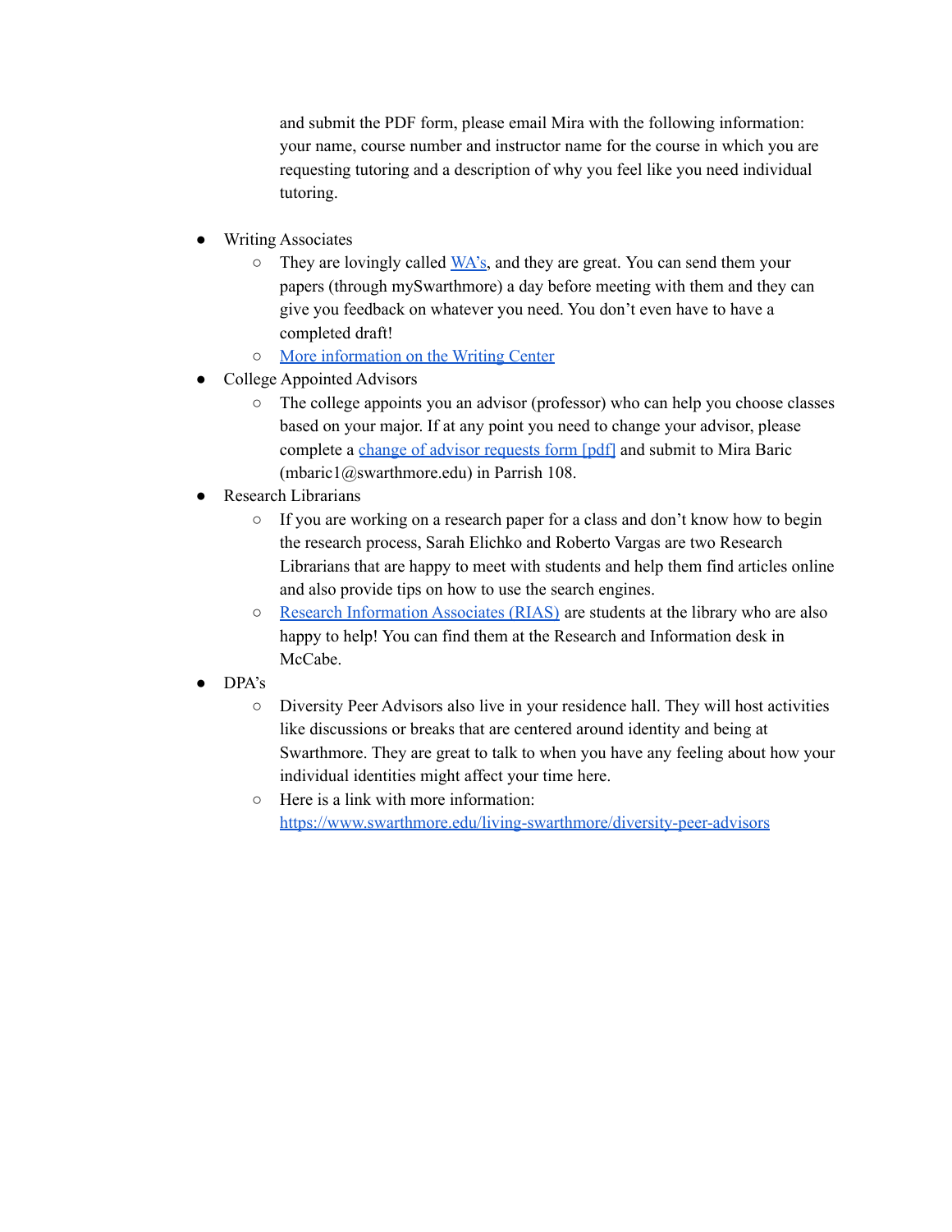and submit the PDF form, please email Mira with the following information: your name, course number and instructor name for the course in which you are requesting tutoring and a description of why you feel like you need individual tutoring.

- Writing Associates
  - They are lovingly called WA's, and they are great. You can send them your papers (through mySwarthmore) a day before meeting with them and they can give you feedback on whatever you need. You don't even have to have a completed draft!
  - More information on the Writing Center
- College Appointed Advisors
  - The college appoints you an advisor (professor) who can help you choose classes based on your major. If at any point you need to change your advisor, please complete a change of advisor requests form [pdf] and submit to Mira Baric (mbaric1@swarthmore.edu) in Parrish 108.
- Research Librarians
  - If you are working on a research paper for a class and don't know how to begin the research process, Sarah Elichko and Roberto Vargas are two Research Librarians that are happy to meet with students and help them find articles online and also provide tips on how to use the search engines.
  - Research Information Associates (RIAS) are students at the library who are also happy to help! You can find them at the Research and Information desk in McCabe.
- DPA's
  - Diversity Peer Advisors also live in your residence hall. They will host activities like discussions or breaks that are centered around identity and being at Swarthmore. They are great to talk to when you have any feeling about how your individual identities might affect your time here.
  - Here is a link with more information: https://www.swarthmore.edu/living-swarthmore/diversity-peer-advisors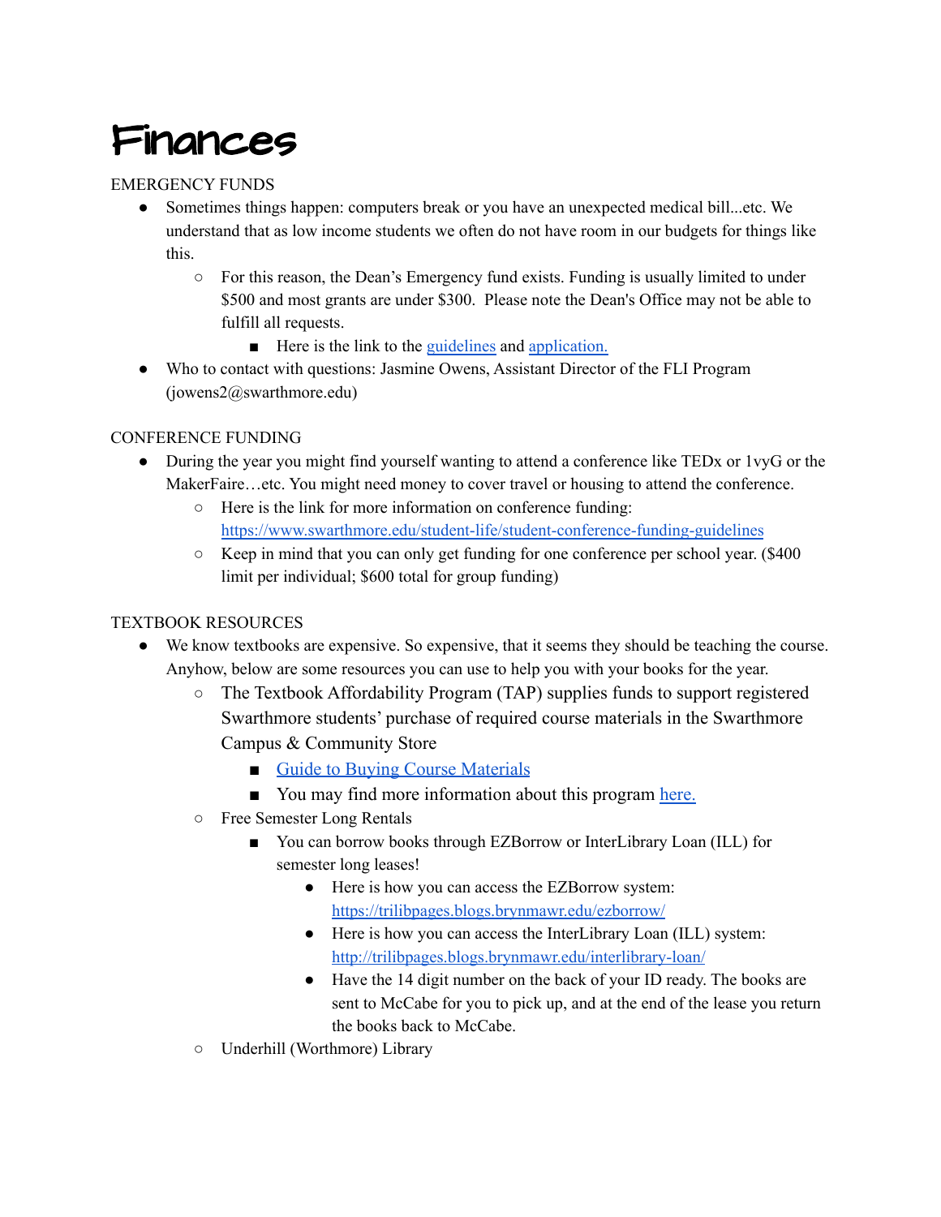# Finances

EMERGENCY FUNDS

- Sometimes things happen: computers break or you have an unexpected medical bill...etc. We understand that as low income students we often do not have room in our budgets for things like this.
  - For this reason, the Dean's Emergency fund exists. Funding is usually limited to under $500 and most grants are under $300. Please note the Dean's Office may not be able to fulfill all requests.
    - Here is the link to the guidelines and application.
- Who to contact with questions: Jasmine Owens, Assistant Director of the FLI Program (jowens2@swarthmore.edu)

CONFERENCE FUNDING

- During the year you might find yourself wanting to attend a conference like TEDx or 1vyG or the MakerFaire…etc. You might need money to cover travel or housing to attend the conference.
  - Here is the link for more information on conference funding: https://www.swarthmore.edu/student-life/student-conference-funding-guidelines
  - Keep in mind that you can only get funding for one conference per school year. ($400 limit per individual; $600 total for group funding)

TEXTBOOK RESOURCES

- We know textbooks are expensive. So expensive, that it seems they should be teaching the course. Anyhow, below are some resources you can use to help you with your books for the year.
  - The Textbook Affordability Program (TAP) supplies funds to support registered Swarthmore students' purchase of required course materials in the Swarthmore Campus & Community Store
    - Guide to Buying Course Materials
    - You may find more information about this program here.
  - Free Semester Long Rentals
    - You can borrow books through EZBorrow or InterLibrary Loan (ILL) for semester long leases!
      - Here is how you can access the EZBorrow system: https://trilibpages.blogs.brynmawr.edu/ezborrow/
      - Here is how you can access the InterLibrary Loan (ILL) system: http://trilibpages.blogs.brynmawr.edu/interlibrary-loan/
      - Have the 14 digit number on the back of your ID ready. The books are sent to McCabe for you to pick up, and at the end of the lease you return the books back to McCabe.
  - Underhill (Worthmore) Library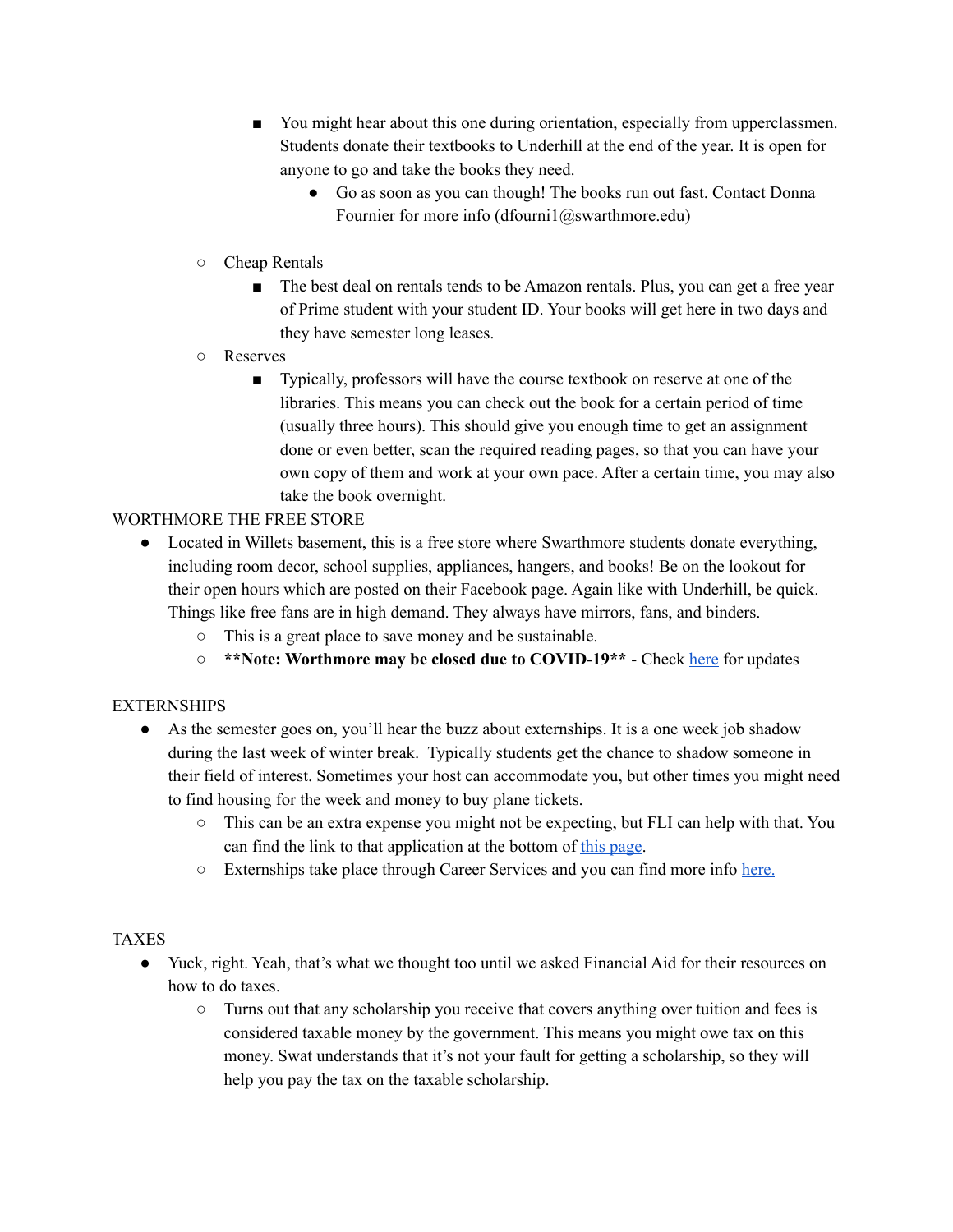- You might hear about this one during orientation, especially from upperclassmen. Students donate their textbooks to Underhill at the end of the year. It is open for anyone to go and take the books they need.
            - Go as soon as you can though! The books run out fast. Contact Donna Fournier for more info (dfourni1@swarthmore.edu)

    - Cheap Rentals
        - The best deal on rentals tends to be Amazon rentals. Plus, you can get a free year of Prime student with your student ID. Your books will get here in two days and they have semester long leases.
    - Reserves
        - Typically, professors will have the course textbook on reserve at one of the libraries. This means you can check out the book for a certain period of time (usually three hours). This should give you enough time to get an assignment done or even better, scan the required reading pages, so that you can have your own copy of them and work at your own pace. After a certain time, you may also take the book overnight.

WORTHMORE THE FREE STORE

- Located in Willets basement, this is a free store where Swarthmore students donate everything, including room decor, school supplies, appliances, hangers, and books! Be on the lookout for their open hours which are posted on their Facebook page. Again like with Underhill, be quick. Things like free fans are in high demand. They always have mirrors, fans, and binders.
    - This is a great place to save money and be sustainable.
    - **\*\*Note: Worthmore may be closed due to COVID-19\*\*** - Check [here]() for updates

EXTERNSHIPS

- As the semester goes on, you'll hear the buzz about externships. It is a one week job shadow during the last week of winter break. Typically students get the chance to shadow someone in their field of interest. Sometimes your host can accommodate you, but other times you might need to find housing for the week and money to buy plane tickets.
    - This can be an extra expense you might not be expecting, but FLI can help with that. You can find the link to that application at the bottom of [this page]().
    - Externships take place through Career Services and you can find more info [here.]()

TAXES

- Yuck, right. Yeah, that's what we thought too until we asked Financial Aid for their resources on how to do taxes.
    - Turns out that any scholarship you receive that covers anything over tuition and fees is considered taxable money by the government. This means you might owe tax on this money. Swat understands that it's not your fault for getting a scholarship, so they will help you pay the tax on the taxable scholarship.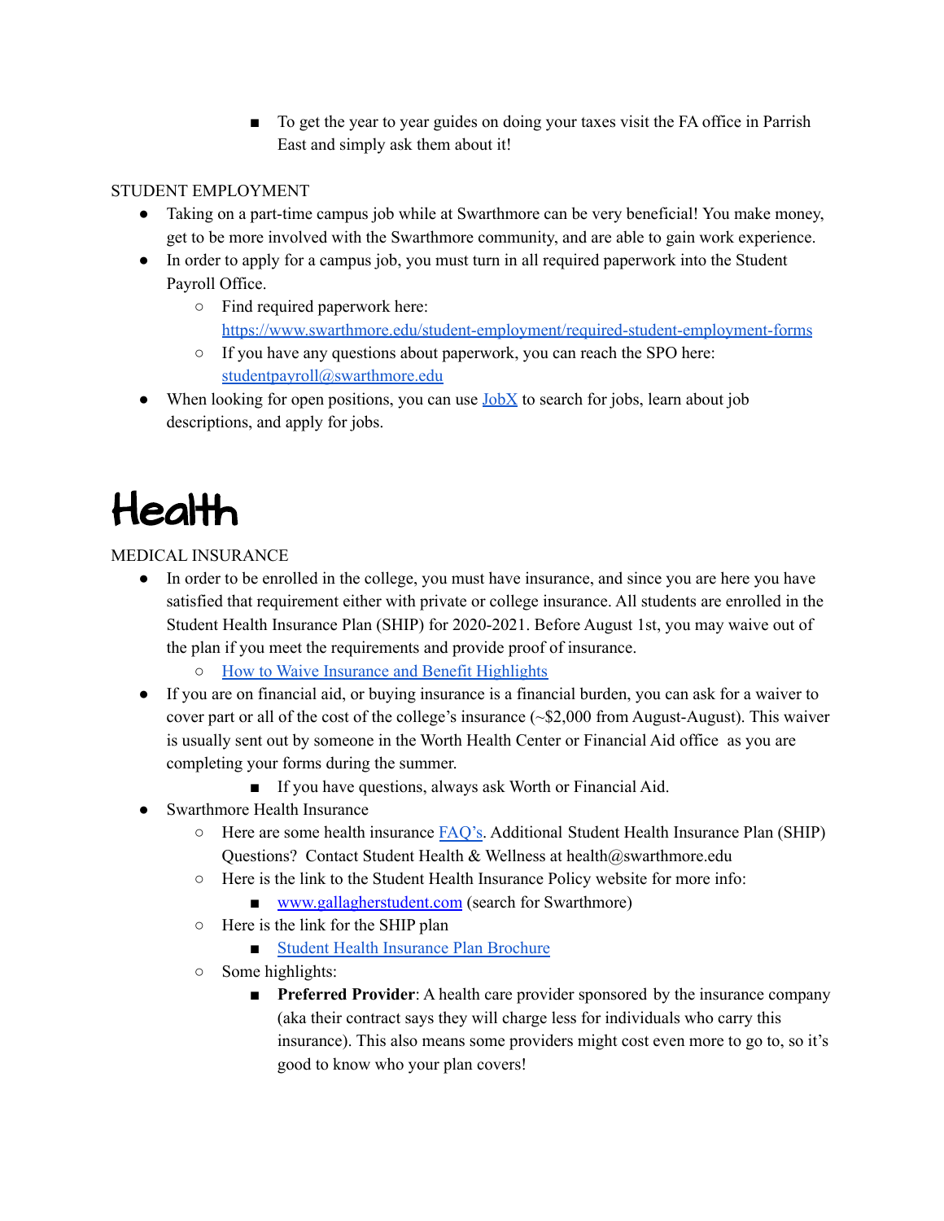- To get the year to year guides on doing your taxes visit the FA office in Parrish East and simply ask them about it!

STUDENT EMPLOYMENT

- Taking on a part-time campus job while at Swarthmore can be very beneficial! You make money, get to be more involved with the Swarthmore community, and are able to gain work experience.
- In order to apply for a campus job, you must turn in all required paperwork into the Student Payroll Office.
    - Find required paperwork here: [https://www.swarthmore.edu/student-employment/required-student-employment-forms](https://www.swarthmore.edu/student-employment/required-student-employment-forms)
    - If you have any questions about paperwork, you can reach the SPO here: [studentpayroll@swarthmore.edu](mailto:studentpayroll@swarthmore.edu)
- When looking for open positions, you can use [JobX](#) to search for jobs, learn about job descriptions, and apply for jobs.

# Health

MEDICAL INSURANCE

- In order to be enrolled in the college, you must have insurance, and since you are here you have satisfied that requirement either with private or college insurance. All students are enrolled in the Student Health Insurance Plan (SHIP) for 2020-2021. Before August 1st, you may waive out of the plan if you meet the requirements and provide proof of insurance.
    - [How to Waive Insurance and Benefit Highlights](#)
- If you are on financial aid, or buying insurance is a financial burden, you can ask for a waiver to cover part or all of the cost of the college's insurance (~$2,000 from August-August). This waiver is usually sent out by someone in the Worth Health Center or Financial Aid office as you are completing your forms during the summer.
        - If you have questions, always ask Worth or Financial Aid.
- Swarthmore Health Insurance
    - Here are some health insurance [FAQ's](#). Additional Student Health Insurance Plan (SHIP) Questions? Contact Student Health & Wellness at health@swarthmore.edu
    - Here is the link to the Student Health Insurance Policy website for more info:
        - [www.gallagherstudent.com](http://www.gallagherstudent.com) (search for Swarthmore)
    - Here is the link for the SHIP plan
        - [Student Health Insurance Plan Brochure](#)
    - Some highlights:
        - **Preferred Provider**: A health care provider sponsored by the insurance company (aka their contract says they will charge less for individuals who carry this insurance). This also means some providers might cost even more to go to, so it's good to know who your plan covers!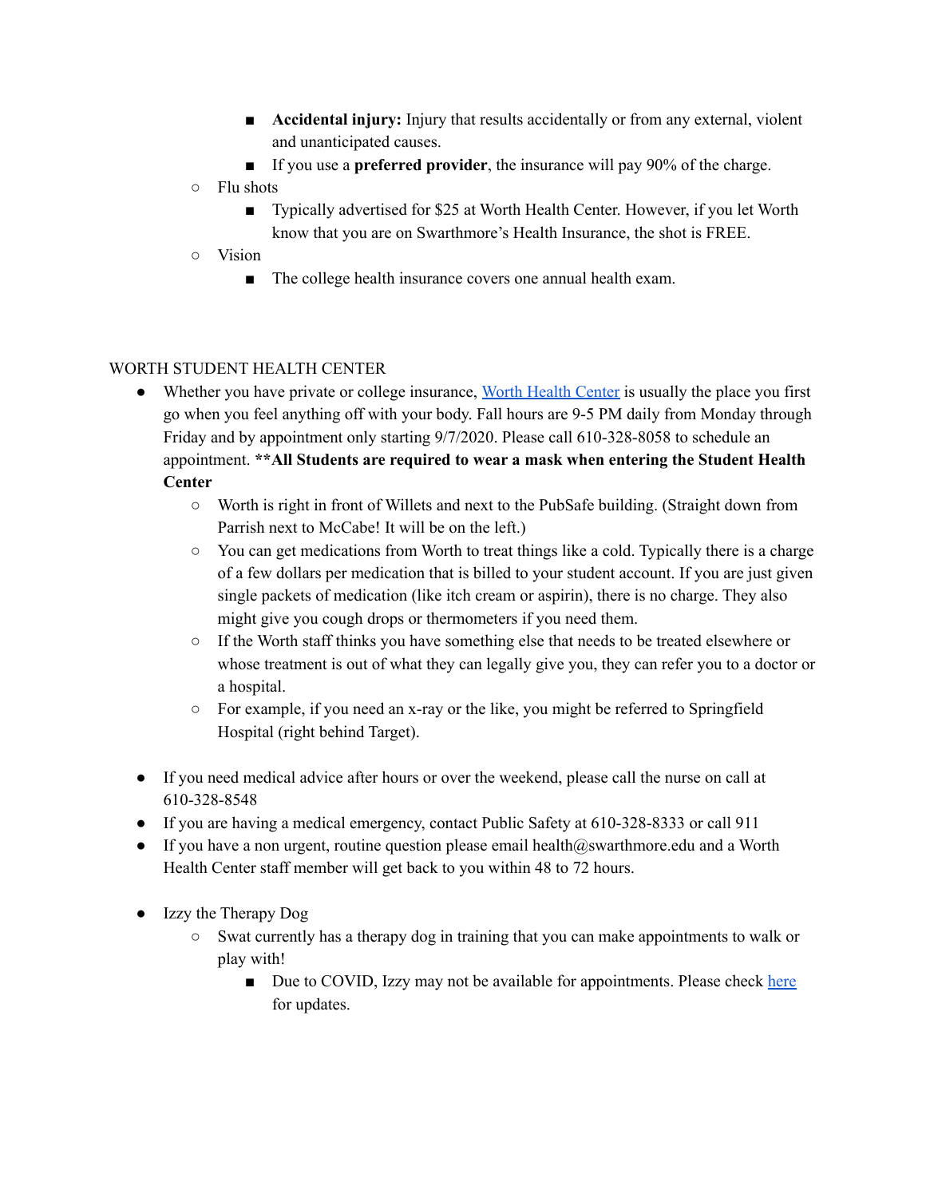- **Accidental injury:** Injury that results accidentally or from any external, violent and unanticipated causes.
        - If you use a **preferred provider**, the insurance will pay 90% of the charge.
    - Flu shots
        - Typically advertised for $25 at Worth Health Center. However, if you let Worth know that you are on Swarthmore's Health Insurance, the shot is FREE.
    - Vision
        - The college health insurance covers one annual health exam.

WORTH STUDENT HEALTH CENTER

- Whether you have private or college insurance, [Worth Health Center]() is usually the place you first go when you feel anything off with your body. Fall hours are 9-5 PM daily from Monday through Friday and by appointment only starting 9/7/2020. Please call 610-328-8058 to schedule an appointment. ****All Students are required to wear a mask when entering the Student Health Center**
    - Worth is right in front of Willets and next to the PubSafe building. (Straight down from Parrish next to McCabe! It will be on the left.)
    - You can get medications from Worth to treat things like a cold. Typically there is a charge of a few dollars per medication that is billed to your student account. If you are just given single packets of medication (like itch cream or aspirin), there is no charge. They also might give you cough drops or thermometers if you need them.
    - If the Worth staff thinks you have something else that needs to be treated elsewhere or whose treatment is out of what they can legally give you, they can refer you to a doctor or a hospital.
    - For example, if you need an x-ray or the like, you might be referred to Springfield Hospital (right behind Target).

- If you need medical advice after hours or over the weekend, please call the nurse on call at 610-328-8548
- If you are having a medical emergency, contact Public Safety at 610-328-8333 or call 911
- If you have a non urgent, routine question please email health@swarthmore.edu and a Worth Health Center staff member will get back to you within 48 to 72 hours.

- Izzy the Therapy Dog
    - Swat currently has a therapy dog in training that you can make appointments to walk or play with!
        - Due to COVID, Izzy may not be available for appointments. Please check [here]() for updates.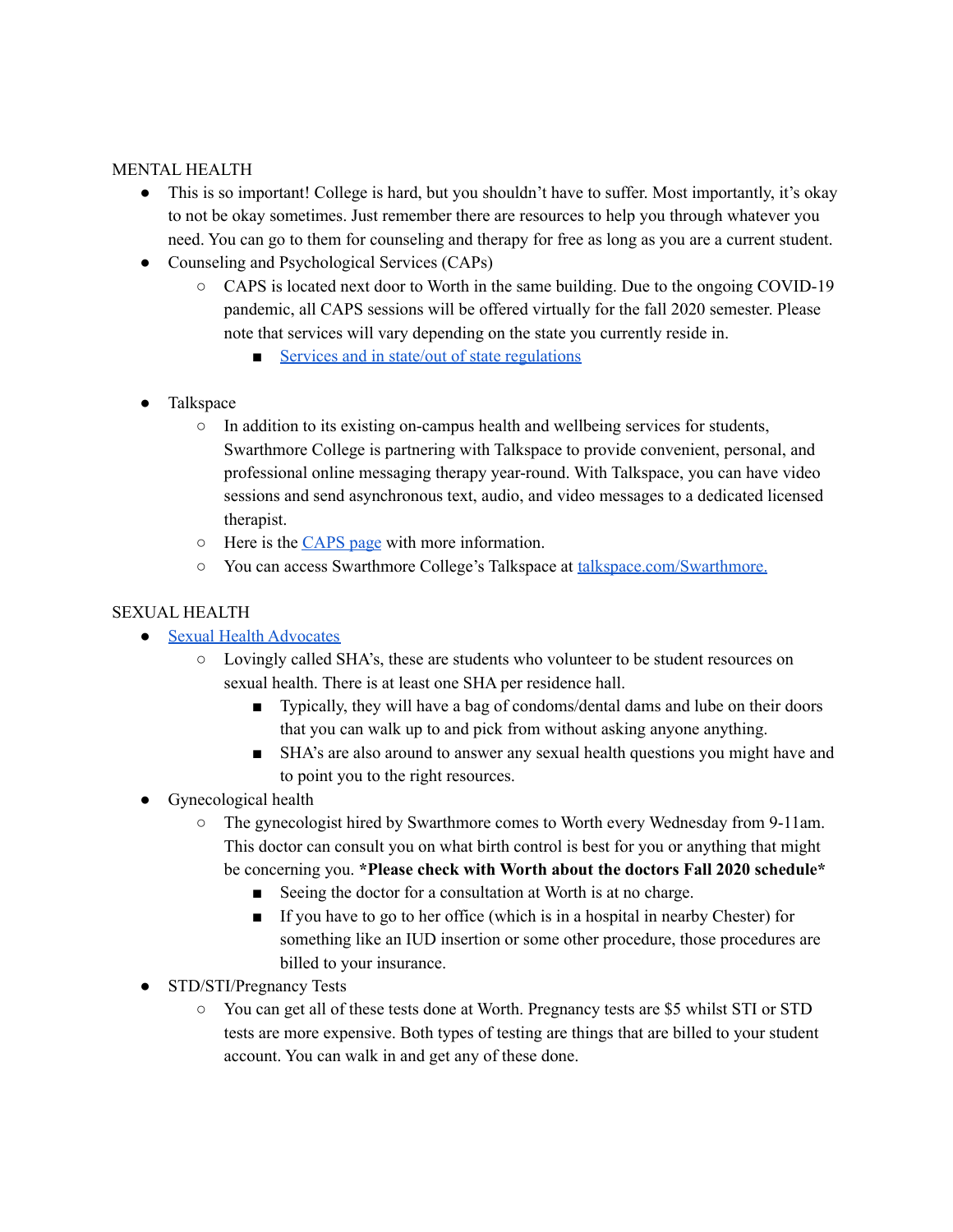## MENTAL HEALTH

- This is so important! College is hard, but you shouldn't have to suffer. Most importantly, it's okay to not be okay sometimes. Just remember there are resources to help you through whatever you need. You can go to them for counseling and therapy for free as long as you are a current student.
- Counseling and Psychological Services (CAPs)
    - CAPS is located next door to Worth in the same building. Due to the ongoing COVID-19 pandemic, all CAPS sessions will be offered virtually for the fall 2020 semester. Please note that services will vary depending on the state you currently reside in.
        - [Services and in state/out of state regulations]()

- Talkspace
    - In addition to its existing on-campus health and wellbeing services for students, Swarthmore College is partnering with Talkspace to provide convenient, personal, and professional online messaging therapy year-round. With Talkspace, you can have video sessions and send asynchronous text, audio, and video messages to a dedicated licensed therapist.
    - Here is the [CAPS page]() with more information.
    - You can access Swarthmore College's Talkspace at [talkspace.com/Swarthmore.]()

## SEXUAL HEALTH

- [Sexual Health Advocates]()
    - Lovingly called SHA's, these are students who volunteer to be student resources on sexual health. There is at least one SHA per residence hall.
        - Typically, they will have a bag of condoms/dental dams and lube on their doors that you can walk up to and pick from without asking anyone anything.
        - SHA's are also around to answer any sexual health questions you might have and to point you to the right resources.
- Gynecological health
    - The gynecologist hired by Swarthmore comes to Worth every Wednesday from 9-11am. This doctor can consult you on what birth control is best for you or anything that might be concerning you. **\*Please check with Worth about the doctors Fall 2020 schedule\***
        - Seeing the doctor for a consultation at Worth is at no charge.
        - If you have to go to her office (which is in a hospital in nearby Chester) for something like an IUD insertion or some other procedure, those procedures are billed to your insurance.
- STD/STI/Pregnancy Tests
    - You can get all of these tests done at Worth. Pregnancy tests are $5 whilst STI or STD tests are more expensive. Both types of testing are things that are billed to your student account. You can walk in and get any of these done.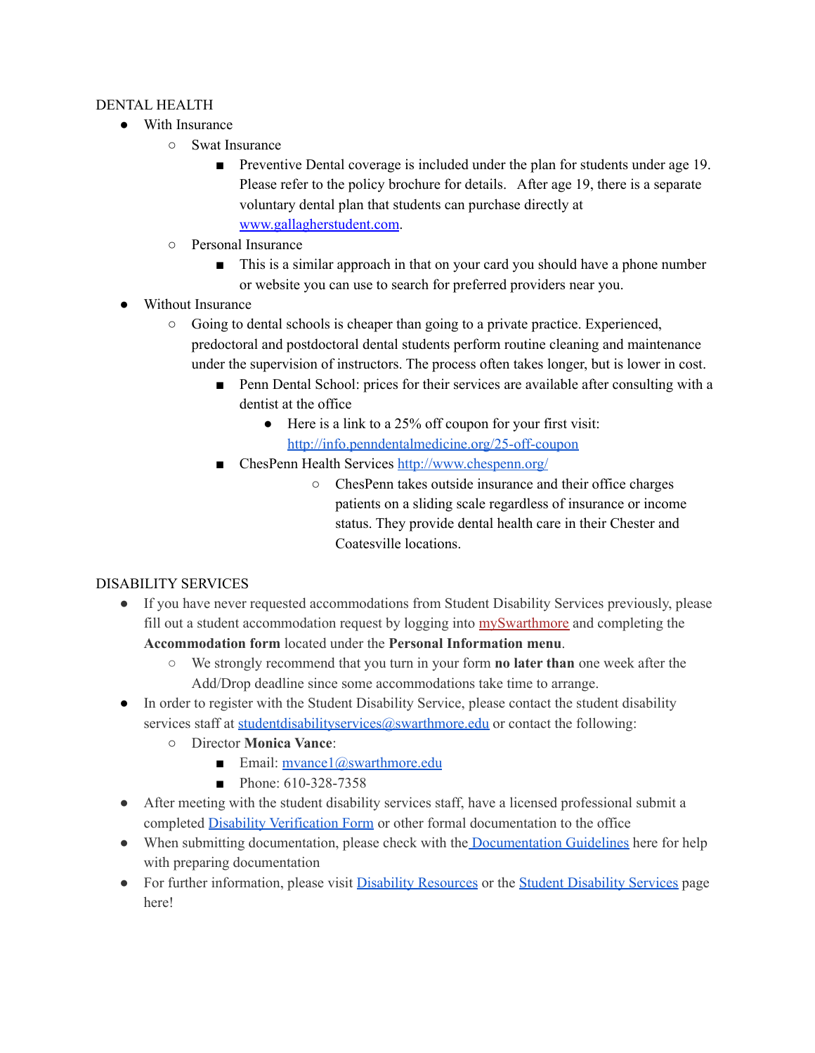## DENTAL HEALTH

- With Insurance
  - Swat Insurance
    - Preventive Dental coverage is included under the plan for students under age 19. Please refer to the policy brochure for details. After age 19, there is a separate voluntary dental plan that students can purchase directly at [www.gallagherstudent.com](www.gallagherstudent.com).
  - Personal Insurance
    - This is a similar approach in that on your card you should have a phone number or website you can use to search for preferred providers near you.
- Without Insurance
  - Going to dental schools is cheaper than going to a private practice. Experienced, predoctoral and postdoctoral dental students perform routine cleaning and maintenance under the supervision of instructors. The process often takes longer, but is lower in cost.
    - Penn Dental School: prices for their services are available after consulting with a dentist at the office
      - Here is a link to a 25% off coupon for your first visit: [http://info.penndentalmedicine.org/25-off-coupon](http://info.penndentalmedicine.org/25-off-coupon)
    - ChesPenn Health Services [http://www.chespenn.org/](http://www.chespenn.org/)
      - ChesPenn takes outside insurance and their office charges patients on a sliding scale regardless of insurance or income status. They provide dental health care in their Chester and Coatesville locations.

## DISABILITY SERVICES

- If you have never requested accommodations from Student Disability Services previously, please fill out a student accommodation request by logging into mySwarthmore and completing the **Accommodation form** located under the **Personal Information menu**.
  - We strongly recommend that you turn in your form **no later than** one week after the Add/Drop deadline since some accommodations take time to arrange.
- In order to register with the Student Disability Service, please contact the student disability services staff at [studentdisabilityservices@swarthmore.edu](mailto:studentdisabilityservices@swarthmore.edu) or contact the following:
  - Director **Monica Vance**:
    - Email: [mvance1@swarthmore.edu](mailto:mvance1@swarthmore.edu)
    - Phone: 610-328-7358
- After meeting with the student disability services staff, have a licensed professional submit a completed Disability Verification Form or other formal documentation to the office
- When submitting documentation, please check with the Documentation Guidelines here for help with preparing documentation
- For further information, please visit Disability Resources or the Student Disability Services page here!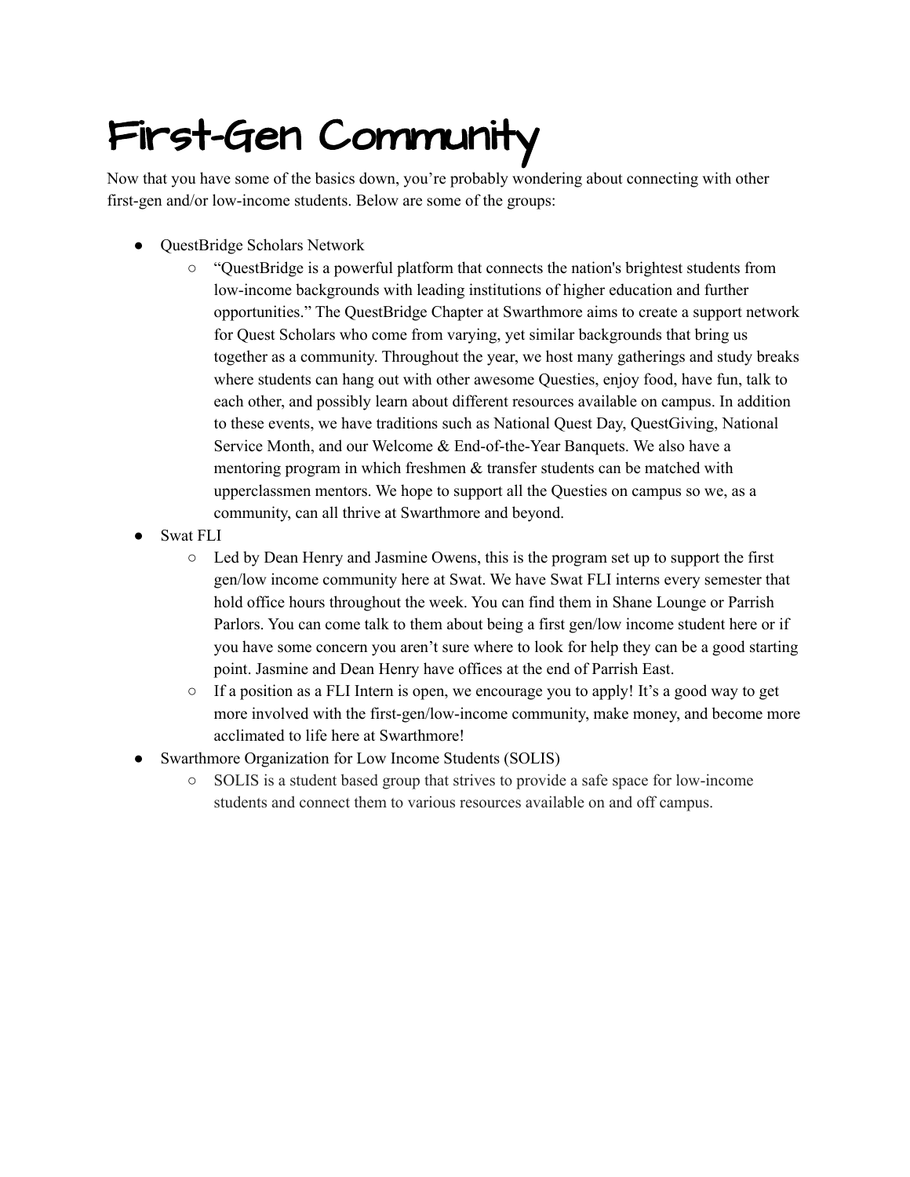# First-Gen Community

Now that you have some of the basics down, you're probably wondering about connecting with other first-gen and/or low-income students. Below are some of the groups:

- QuestBridge Scholars Network
  - "QuestBridge is a powerful platform that connects the nation's brightest students from low-income backgrounds with leading institutions of higher education and further opportunities." The QuestBridge Chapter at Swarthmore aims to create a support network for Quest Scholars who come from varying, yet similar backgrounds that bring us together as a community. Throughout the year, we host many gatherings and study breaks where students can hang out with other awesome Questies, enjoy food, have fun, talk to each other, and possibly learn about different resources available on campus. In addition to these events, we have traditions such as National Quest Day, QuestGiving, National Service Month, and our Welcome & End-of-the-Year Banquets. We also have a mentoring program in which freshmen & transfer students can be matched with upperclassmen mentors. We hope to support all the Questies on campus so we, as a community, can all thrive at Swarthmore and beyond.
- Swat FLI
  - Led by Dean Henry and Jasmine Owens, this is the program set up to support the first gen/low income community here at Swat. We have Swat FLI interns every semester that hold office hours throughout the week. You can find them in Shane Lounge or Parrish Parlors. You can come talk to them about being a first gen/low income student here or if you have some concern you aren't sure where to look for help they can be a good starting point. Jasmine and Dean Henry have offices at the end of Parrish East.
  - If a position as a FLI Intern is open, we encourage you to apply! It's a good way to get more involved with the first-gen/low-income community, make money, and become more acclimated to life here at Swarthmore!
- Swarthmore Organization for Low Income Students (SOLIS)
  - SOLIS is a student based group that strives to provide a safe space for low-income students and connect them to various resources available on and off campus.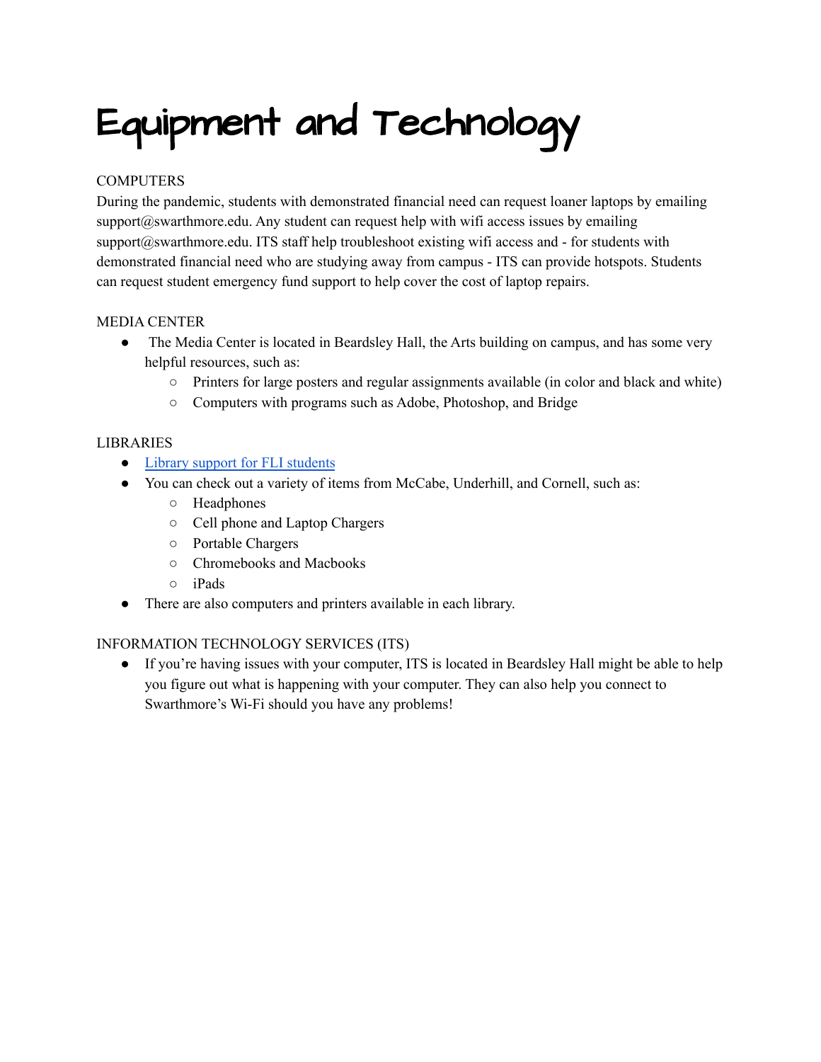# Equipment and Technology

COMPUTERS

During the pandemic, students with demonstrated financial need can request loaner laptops by emailing support@swarthmore.edu. Any student can request help with wifi access issues by emailing support@swarthmore.edu. ITS staff help troubleshoot existing wifi access and - for students with demonstrated financial need who are studying away from campus - ITS can provide hotspots. Students can request student emergency fund support to help cover the cost of laptop repairs.

MEDIA CENTER

- The Media Center is located in Beardsley Hall, the Arts building on campus, and has some very helpful resources, such as:
  - Printers for large posters and regular assignments available (in color and black and white)
  - Computers with programs such as Adobe, Photoshop, and Bridge

LIBRARIES

- Library support for FLI students
- You can check out a variety of items from McCabe, Underhill, and Cornell, such as:
  - Headphones
  - Cell phone and Laptop Chargers
  - Portable Chargers
  - Chromebooks and Macbooks
  - iPads
- There are also computers and printers available in each library.

INFORMATION TECHNOLOGY SERVICES (ITS)

- If you're having issues with your computer, ITS is located in Beardsley Hall might be able to help you figure out what is happening with your computer. They can also help you connect to Swarthmore's Wi-Fi should you have any problems!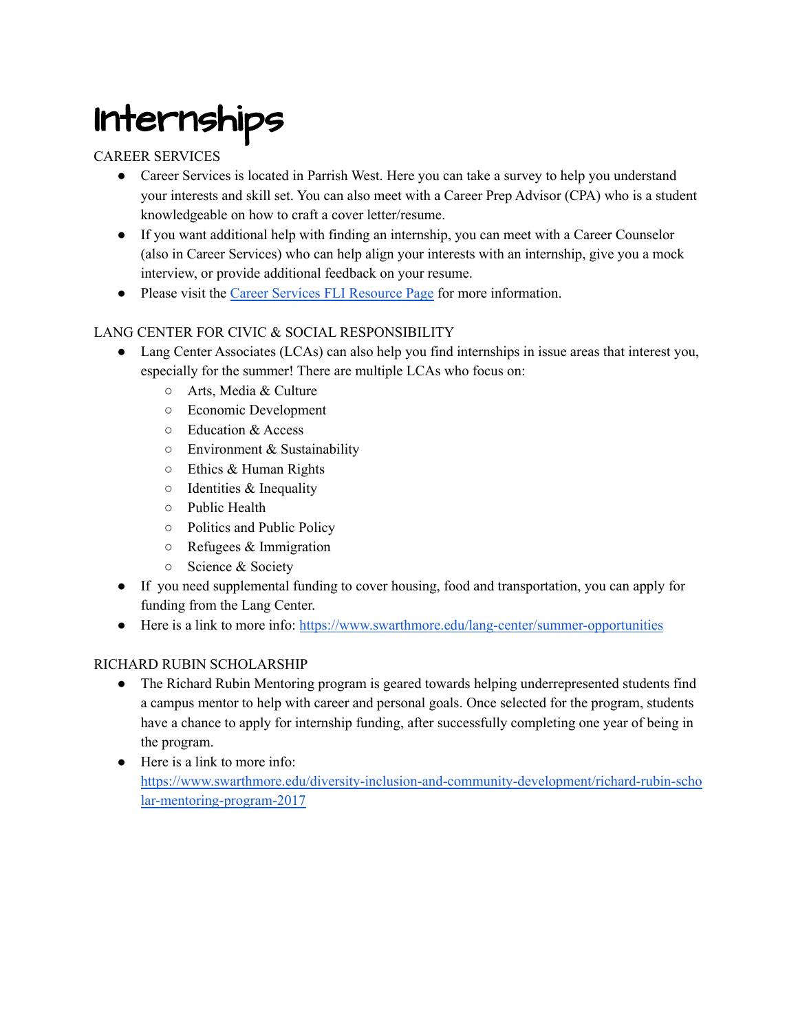# Internships

CAREER SERVICES

- Career Services is located in Parrish West. Here you can take a survey to help you understand your interests and skill set. You can also meet with a Career Prep Advisor (CPA) who is a student knowledgeable on how to craft a cover letter/resume.
- If you want additional help with finding an internship, you can meet with a Career Counselor (also in Career Services) who can help align your interests with an internship, give you a mock interview, or provide additional feedback on your resume.
- Please visit the [Career Services FLI Resource Page]() for more information.

LANG CENTER FOR CIVIC & SOCIAL RESPONSIBILITY

- Lang Center Associates (LCAs) can also help you find internships in issue areas that interest you, especially for the summer! There are multiple LCAs who focus on:
  - Arts, Media & Culture
  - Economic Development
  - Education & Access
  - Environment & Sustainability
  - Ethics & Human Rights
  - Identities & Inequality
  - Public Health
  - Politics and Public Policy
  - Refugees & Immigration
  - Science & Society
- If you need supplemental funding to cover housing, food and transportation, you can apply for funding from the Lang Center.
- Here is a link to more info: https://www.swarthmore.edu/lang-center/summer-opportunities

RICHARD RUBIN SCHOLARSHIP

- The Richard Rubin Mentoring program is geared towards helping underrepresented students find a campus mentor to help with career and personal goals. Once selected for the program, students have a chance to apply for internship funding, after successfully completing one year of being in the program.
- Here is a link to more info: https://www.swarthmore.edu/diversity-inclusion-and-community-development/richard-rubin-scholar-mentoring-program-2017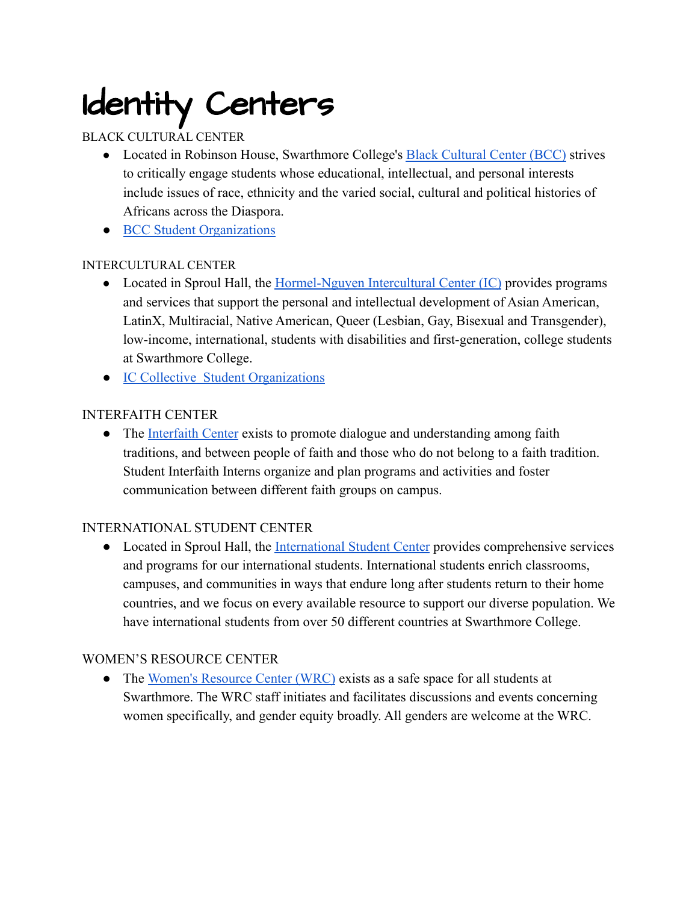# Identity Centers

BLACK CULTURAL CENTER

- Located in Robinson House, Swarthmore College's Black Cultural Center (BCC) strives to critically engage students whose educational, intellectual, and personal interests include issues of race, ethnicity and the varied social, cultural and political histories of Africans across the Diaspora.
- BCC Student Organizations

INTERCULTURAL CENTER

- Located in Sproul Hall, the Hormel-Nguyen Intercultural Center (IC) provides programs and services that support the personal and intellectual development of Asian American, LatinX, Multiracial, Native American, Queer (Lesbian, Gay, Bisexual and Transgender), low-income, international, students with disabilities and first-generation, college students at Swarthmore College.
- IC Collective  Student Organizations

INTERFAITH CENTER

- The Interfaith Center exists to promote dialogue and understanding among faith traditions, and between people of faith and those who do not belong to a faith tradition. Student Interfaith Interns organize and plan programs and activities and foster communication between different faith groups on campus.

INTERNATIONAL STUDENT CENTER

- Located in Sproul Hall, the International Student Center provides comprehensive services and programs for our international students. International students enrich classrooms, campuses, and communities in ways that endure long after students return to their home countries, and we focus on every available resource to support our diverse population. We have international students from over 50 different countries at Swarthmore College.

WOMEN'S RESOURCE CENTER

- The Women's Resource Center (WRC) exists as a safe space for all students at Swarthmore. The WRC staff initiates and facilitates discussions and events concerning women specifically, and gender equity broadly. All genders are welcome at the WRC.